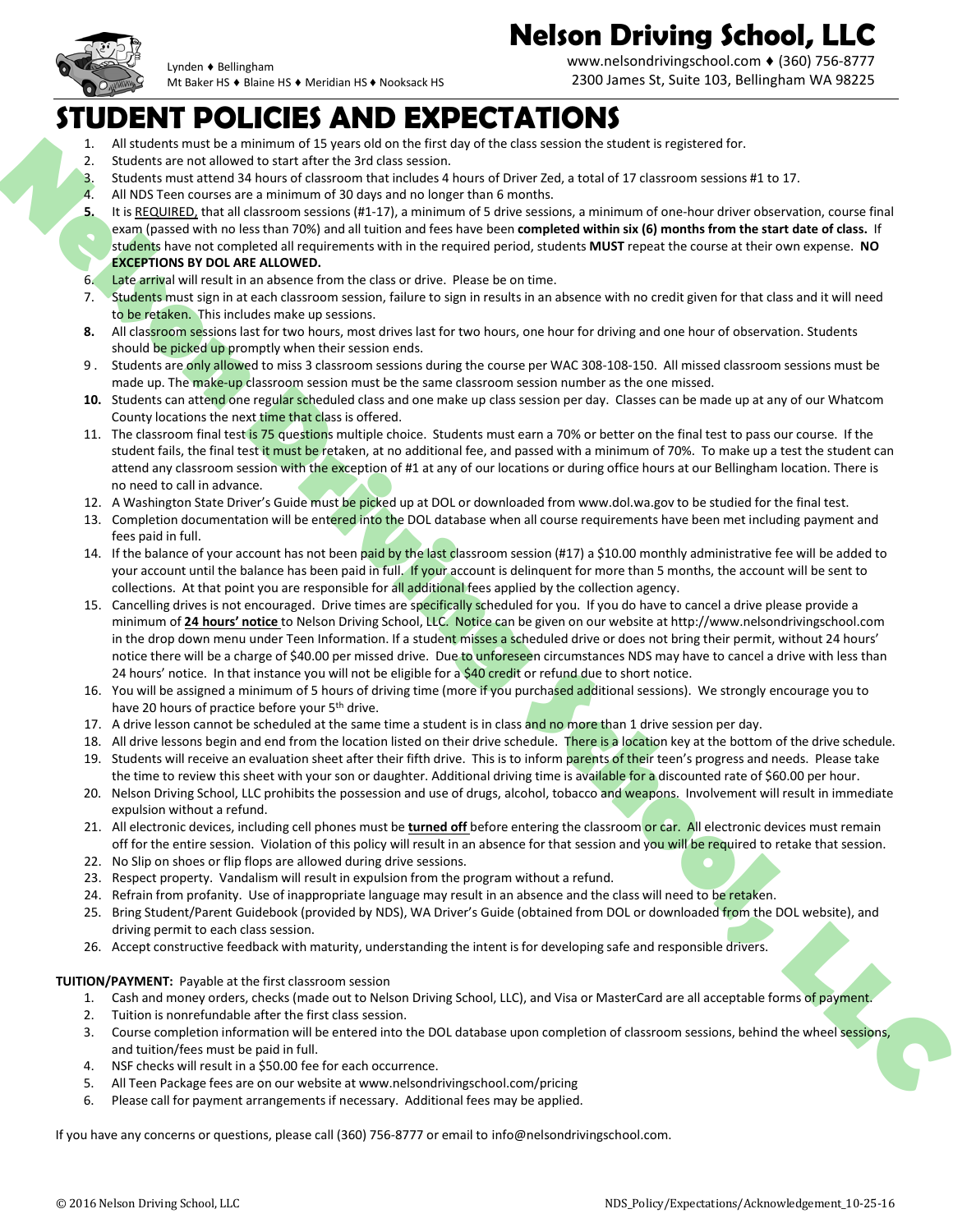# Nelson Driving School, LLC

Lynden ♦ Bellingham
Mt Baker HS ♦ Blaine HS ♦ Meridian HS ♦ Nooksack HS

www.nelsondrivingschool.com ♦ (360) 756-8777
2300 James St, Suite 103, Bellingham WA 98225

# STUDENT POLICIES AND EXPECTATIONS

1. All students must be a minimum of 15 years old on the first day of the class session the student is registered for.
2. Students are not allowed to start after the 3rd class session.
3. Students must attend 34 hours of classroom that includes 4 hours of Driver Zed, a total of 17 classroom sessions #1 to 17.
4. All NDS Teen courses are a minimum of 30 days and no longer than 6 months.
5. It is REQUIRED, that all classroom sessions (#1-17), a minimum of 5 drive sessions, a minimum of one-hour driver observation, course final exam (passed with no less than 70%) and all tuition and fees have been **completed within six (6) months from the start date of class.** If students have not completed all requirements with in the required period, students **MUST** repeat the course at their own expense. **NO EXCEPTIONS BY DOL ARE ALLOWED.**
6. Late arrival will result in an absence from the class or drive. Please be on time.
7. Students must sign in at each classroom session, failure to sign in results in an absence with no credit given for that class and it will need to be retaken. This includes make up sessions.
8. All classroom sessions last for two hours, most drives last for two hours, one hour for driving and one hour of observation. Students should be picked up promptly when their session ends.
9. Students are only allowed to miss 3 classroom sessions during the course per WAC 308-108-150. All missed classroom sessions must be made up. The make-up classroom session must be the same classroom session number as the one missed.
10. Students can attend one regular scheduled class and one make up class session per day. Classes can be made up at any of our Whatcom County locations the next time that class is offered.
11. The classroom final test is 75 questions multiple choice. Students must earn a 70% or better on the final test to pass our course. If the student fails, the final test it must be retaken, at no additional fee, and passed with a minimum of 70%. To make up a test the student can attend any classroom session with the exception of #1 at any of our locations or during office hours at our Bellingham location. There is no need to call in advance.
12. A Washington State Driver's Guide must be picked up at DOL or downloaded from www.dol.wa.gov to be studied for the final test.
13. Completion documentation will be entered into the DOL database when all course requirements have been met including payment and fees paid in full.
14. If the balance of your account has not been paid by the last classroom session (#17) a $10.00 monthly administrative fee will be added to your account until the balance has been paid in full. If your account is delinquent for more than 5 months, the account will be sent to collections. At that point you are responsible for all additional fees applied by the collection agency.
15. Cancelling drives is not encouraged. Drive times are specifically scheduled for you. If you do have to cancel a drive please provide a minimum of **24 hours' notice** to Nelson Driving School, LLC. Notice can be given on our website at http://www.nelsondrivingschool.com in the drop down menu under Teen Information. If a student misses a scheduled drive or does not bring their permit, without 24 hours' notice there will be a charge of $40.00 per missed drive. Due to unforeseen circumstances NDS may have to cancel a drive with less than 24 hours' notice. In that instance you will not be eligible for a $40 credit or refund due to short notice.
16. You will be assigned a minimum of 5 hours of driving time (more if you purchased additional sessions). We strongly encourage you to have 20 hours of practice before your 5th drive.
17. A drive lesson cannot be scheduled at the same time a student is in class and no more than 1 drive session per day.
18. All drive lessons begin and end from the location listed on their drive schedule. There is a location key at the bottom of the drive schedule.
19. Students will receive an evaluation sheet after their fifth drive. This is to inform parents of their teen's progress and needs. Please take the time to review this sheet with your son or daughter. Additional driving time is available for a discounted rate of $60.00 per hour.
20. Nelson Driving School, LLC prohibits the possession and use of drugs, alcohol, tobacco and weapons. Involvement will result in immediate expulsion without a refund.
21. All electronic devices, including cell phones must be **turned off** before entering the classroom or car. All electronic devices must remain off for the entire session. Violation of this policy will result in an absence for that session and you will be required to retake that session.
22. No Slip on shoes or flip flops are allowed during drive sessions.
23. Respect property. Vandalism will result in expulsion from the program without a refund.
24. Refrain from profanity. Use of inappropriate language may result in an absence and the class will need to be retaken.
25. Bring Student/Parent Guidebook (provided by NDS), WA Driver's Guide (obtained from DOL or downloaded from the DOL website), and driving permit to each class session.
26. Accept constructive feedback with maturity, understanding the intent is for developing safe and responsible drivers.

**TUITION/PAYMENT:** Payable at the first classroom session

1. Cash and money orders, checks (made out to Nelson Driving School, LLC), and Visa or MasterCard are all acceptable forms of payment.
2. Tuition is nonrefundable after the first class session.
3. Course completion information will be entered into the DOL database upon completion of classroom sessions, behind the wheel sessions, and tuition/fees must be paid in full.
4. NSF checks will result in a $50.00 fee for each occurrence.
5. All Teen Package fees are on our website at www.nelsondrivingschool.com/pricing
6. Please call for payment arrangements if necessary. Additional fees may be applied.

If you have any concerns or questions, please call (360) 756-8777 or email to info@nelsondrivingschool.com.

© 2016 Nelson Driving School, LLC — NDS_Policy/Expectations/Acknowledgement_10-25-16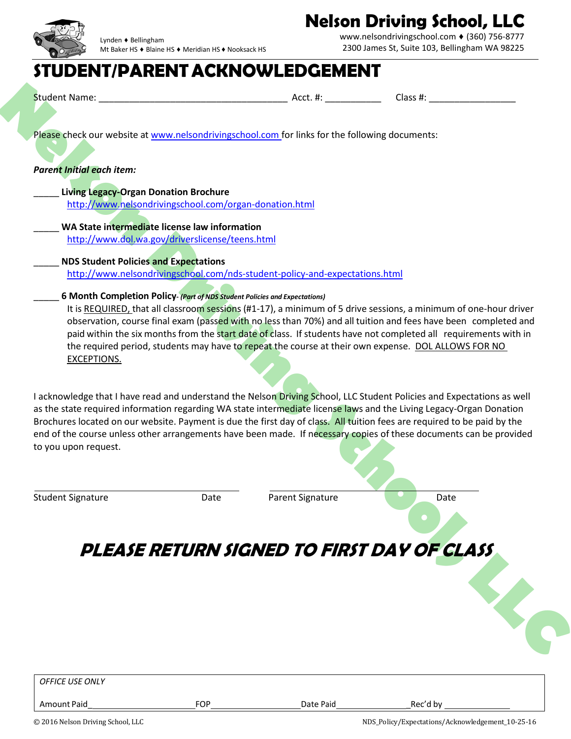**Nelson Driving School, LLC**

Lynden ♦ Bellingham
Mt Baker HS ♦ Blaine HS ♦ Meridian HS ♦ Nooksack HS

www.nelsondrivingschool.com ♦ (360) 756-8777
2300 James St, Suite 103, Bellingham WA 98225

# STUDENT/PARENT ACKNOWLEDGEMENT

Student Name: ____________________________________ Acct. #: __________ Class #: ________________

Please check our website at www.nelsondrivingschool.com for links for the following documents:

***Parent Initial each item:***

_____ **Living Legacy-Organ Donation Brochure**
http://www.nelsondrivingschool.com/organ-donation.html

_____ **WA State intermediate license law information**
http://www.dol.wa.gov/driverslicense/teens.html

_____ **NDS Student Policies and Expectations**
http://www.nelsondrivingschool.com/nds-student-policy-and-expectations.html

_____ **6 Month Completion Policy**- ***(Part of NDS Student Policies and Expectations)***
It is REQUIRED, that all classroom sessions (#1-17), a minimum of 5 drive sessions, a minimum of one-hour driver observation, course final exam (passed with no less than 70%) and all tuition and fees have been completed and paid within the six months from the start date of class. If students have not completed all requirements with in the required period, students may have to repeat the course at their own expense. DOL ALLOWS FOR NO EXCEPTIONS.

I acknowledge that I have read and understand the Nelson Driving School, LLC Student Policies and Expectations as well as the state required information regarding WA state intermediate license laws and the Living Legacy-Organ Donation Brochures located on our website. Payment is due the first day of class. All tuition fees are required to be paid by the end of the course unless other arrangements have been made. If necessary copies of these documents can be provided to you upon request.

_______________________________________ _______________________________________

Student Signature Date Parent Signature Date

## ***PLEASE RETURN SIGNED TO FIRST DAY OF CLASS***

*OFFICE USE ONLY*

Amount Paid______________________ FOP__________________ Date Paid________________ Rec'd by ______________

© 2016 Nelson Driving School, LLC

NDS_Policy/Expectations/Acknowledgement_10-25-16